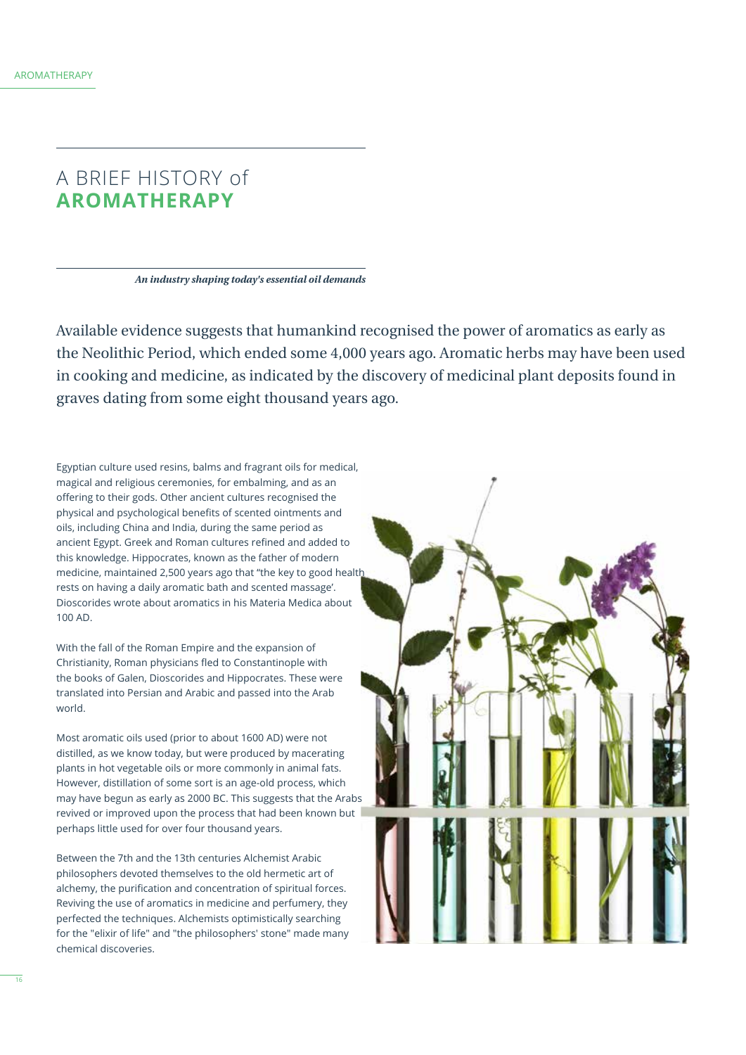# A BRIEF HISTORY of **AROMATHERAPY**

***An industry shaping today's essential oil demands***

Available evidence suggests that humankind recognised the power of aromatics as early as the Neolithic Period, which ended some 4,000 years ago. Aromatic herbs may have been used in cooking and medicine, as indicated by the discovery of medicinal plant deposits found in graves dating from some eight thousand years ago.

Egyptian culture used resins, balms and fragrant oils for medical, magical and religious ceremonies, for embalming, and as an offering to their gods. Other ancient cultures recognised the physical and psychological benefits of scented ointments and oils, including China and India, during the same period as ancient Egypt. Greek and Roman cultures refined and added to this knowledge. Hippocrates, known as the father of modern medicine, maintained 2,500 years ago that "the key to good health rests on having a daily aromatic bath and scented massage'. Dioscorides wrote about aromatics in his Materia Medica about 100 AD.

With the fall of the Roman Empire and the expansion of Christianity, Roman physicians fled to Constantinople with the books of Galen, Dioscorides and Hippocrates. These were translated into Persian and Arabic and passed into the Arab world.

Most aromatic oils used (prior to about 1600 AD) were not distilled, as we know today, but were produced by macerating plants in hot vegetable oils or more commonly in animal fats. However, distillation of some sort is an age-old process, which may have begun as early as 2000 BC. This suggests that the Arabs revived or improved upon the process that had been known but perhaps little used for over four thousand years.

Between the 7th and the 13th centuries Alchemist Arabic philosophers devoted themselves to the old hermetic art of alchemy, the purification and concentration of spiritual forces. Reviving the use of aromatics in medicine and perfumery, they perfected the techniques. Alchemists optimistically searching for the "elixir of life" and "the philosophers' stone" made many chemical discoveries.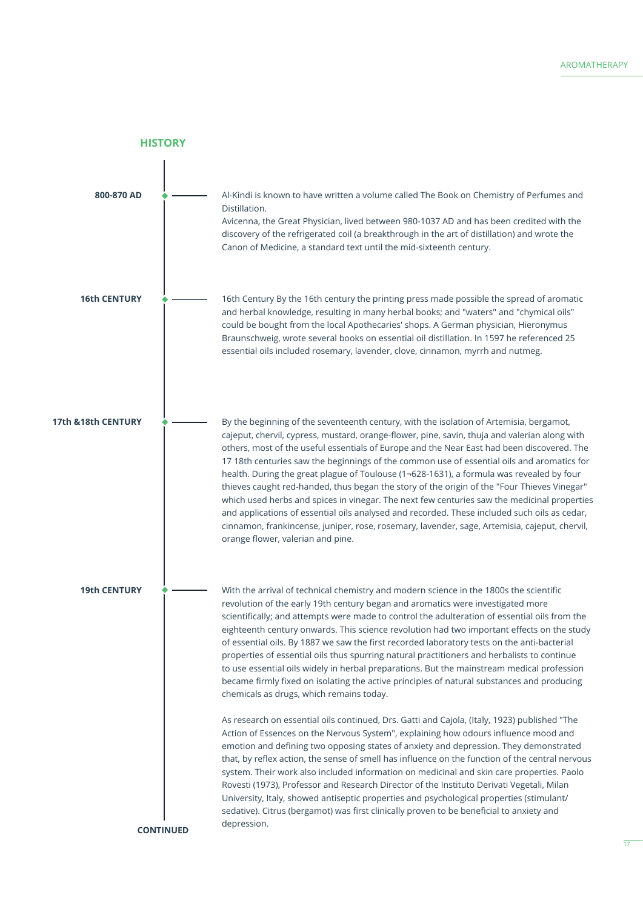## HISTORY

**800-870 AD**

Al-Kindi is known to have written a volume called The Book on Chemistry of Perfumes and Distillation.
Avicenna, the Great Physician, lived between 980-1037 AD and has been credited with the discovery of the refrigerated coil (a breakthrough in the art of distillation) and wrote the Canon of Medicine, a standard text until the mid-sixteenth century.

**16th CENTURY**

16th Century By the 16th century the printing press made possible the spread of aromatic and herbal knowledge, resulting in many herbal books; and "waters" and "chymical oils" could be bought from the local Apothecaries' shops. A German physician, Hieronymus Braunschweig, wrote several books on essential oil distillation. In 1597 he referenced 25 essential oils included rosemary, lavender, clove, cinnamon, myrrh and nutmeg.

**17th &18th CENTURY**

By the beginning of the seventeenth century, with the isolation of Artemisia, bergamot, cajeput, chervil, cypress, mustard, orange-flower, pine, savin, thuja and valerian along with others, most of the useful essentials of Europe and the Near East had been discovered. The 17 18th centuries saw the beginnings of the common use of essential oils and aromatics for health. During the great plague of Toulouse (1¬628-1631), a formula was revealed by four thieves caught red-handed, thus began the story of the origin of the "Four Thieves Vinegar" which used herbs and spices in vinegar. The next few centuries saw the medicinal properties and applications of essential oils analysed and recorded. These included such oils as cedar, cinnamon, frankincense, juniper, rose, rosemary, lavender, sage, Artemisia, cajeput, chervil, orange flower, valerian and pine.

**19th CENTURY**

With the arrival of technical chemistry and modern science in the 1800s the scientific revolution of the early 19th century began and aromatics were investigated more scientifically; and attempts were made to control the adulteration of essential oils from the eighteenth century onwards. This science revolution had two important effects on the study of essential oils. By 1887 we saw the first recorded laboratory tests on the anti-bacterial properties of essential oils thus spurring natural practitioners and herbalists to continue to use essential oils widely in herbal preparations. But the mainstream medical profession became firmly fixed on isolating the active principles of natural substances and producing chemicals as drugs, which remains today.

As research on essential oils continued, Drs. Gatti and Cajola, (Italy, 1923) published "The Action of Essences on the Nervous System", explaining how odours influence mood and emotion and defining two opposing states of anxiety and depression. They demonstrated that, by reflex action, the sense of smell has influence on the function of the central nervous system. Their work also included information on medicinal and skin care properties. Paolo Rovesti (1973), Professor and Research Director of the Instituto Derivati Vegetali, Milan University, Italy, showed antiseptic properties and psychological properties (stimulant/sedative). Citrus (bergamot) was first clinically proven to be beneficial to anxiety and depression.

**CONTINUED**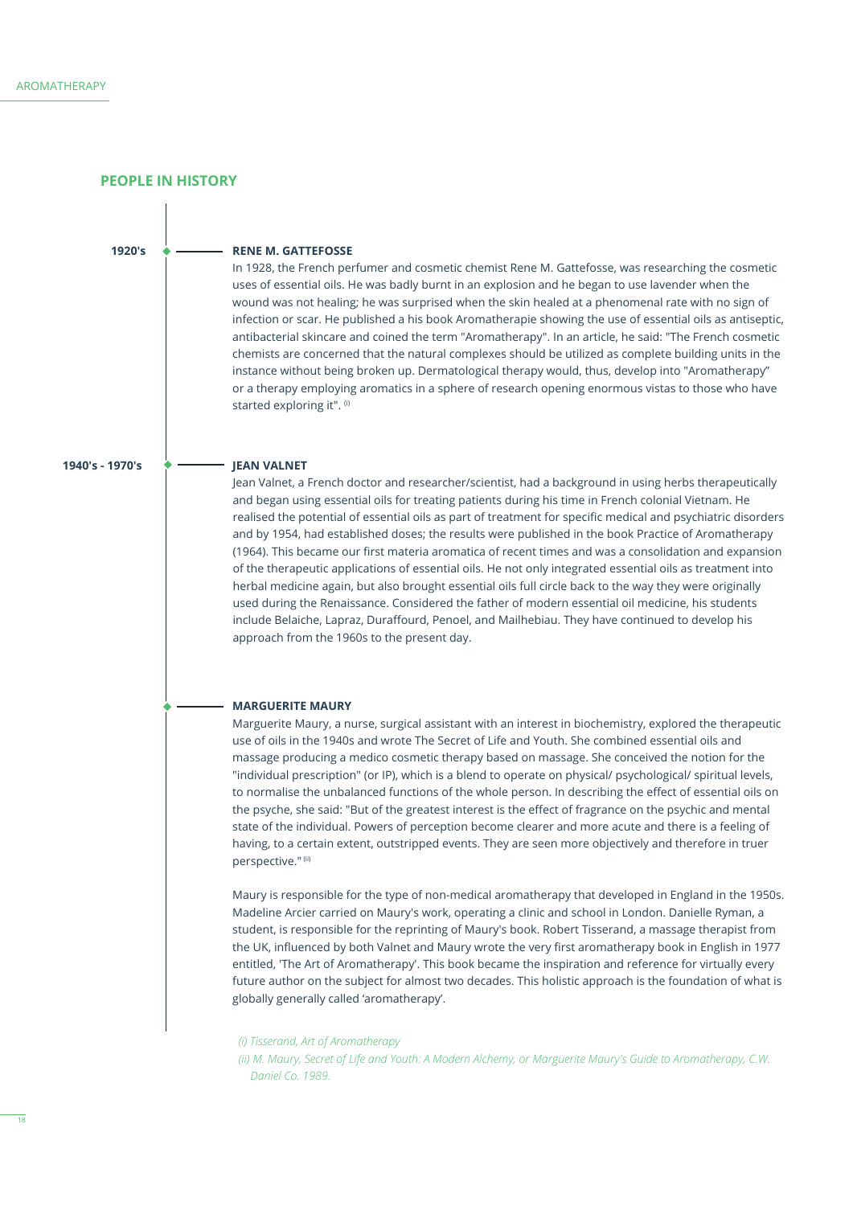## PEOPLE IN HISTORY

**1920's**

**RENE M. GATTEFOSSE**

In 1928, the French perfumer and cosmetic chemist Rene M. Gattefosse, was researching the cosmetic uses of essential oils. He was badly burnt in an explosion and he began to use lavender when the wound was not healing; he was surprised when the skin healed at a phenomenal rate with no sign of infection or scar. He published a his book Aromatherapie showing the use of essential oils as antiseptic, antibacterial skincare and coined the term "Aromatherapy". In an article, he said: "The French cosmetic chemists are concerned that the natural complexes should be utilized as complete building units in the instance without being broken up. Dermatological therapy would, thus, develop into "Aromatherapy" or a therapy employing aromatics in a sphere of research opening enormous vistas to those who have started exploring it". [i]

**1940's - 1970's**

**JEAN VALNET**

Jean Valnet, a French doctor and researcher/scientist, had a background in using herbs therapeutically and began using essential oils for treating patients during his time in French colonial Vietnam. He realised the potential of essential oils as part of treatment for specific medical and psychiatric disorders and by 1954, had established doses; the results were published in the book Practice of Aromatherapy (1964). This became our first materia aromatica of recent times and was a consolidation and expansion of the therapeutic applications of essential oils. He not only integrated essential oils as treatment into herbal medicine again, but also brought essential oils full circle back to the way they were originally used during the Renaissance. Considered the father of modern essential oil medicine, his students include Belaiche, Lapraz, Duraffourd, Penoel, and Mailhebiau. They have continued to develop his approach from the 1960s to the present day.

**MARGUERITE MAURY**

Marguerite Maury, a nurse, surgical assistant with an interest in biochemistry, explored the therapeutic use of oils in the 1940s and wrote The Secret of Life and Youth. She combined essential oils and massage producing a medico cosmetic therapy based on massage. She conceived the notion for the "individual prescription" (or IP), which is a blend to operate on physical/ psychological/ spiritual levels, to normalise the unbalanced functions of the whole person. In describing the effect of essential oils on the psyche, she said: "But of the greatest interest is the effect of fragrance on the psychic and mental state of the individual. Powers of perception become clearer and more acute and there is a feeling of having, to a certain extent, outstripped events. They are seen more objectively and therefore in truer perspective." [ii]

Maury is responsible for the type of non-medical aromatherapy that developed in England in the 1950s. Madeline Arcier carried on Maury's work, operating a clinic and school in London. Danielle Ryman, a student, is responsible for the reprinting of Maury's book. Robert Tisserand, a massage therapist from the UK, influenced by both Valnet and Maury wrote the very first aromatherapy book in English in 1977 entitled, 'The Art of Aromatherapy'. This book became the inspiration and reference for virtually every future author on the subject for almost two decades. This holistic approach is the foundation of what is globally generally called 'aromatherapy'.

*(i) Tisserand, Art of Aromatherapy*

*(ii) M. Maury, Secret of Life and Youth: A Modern Alchemy, or Marguerite Maury's Guide to Aromatherapy, C.W. Daniel Co. 1989.*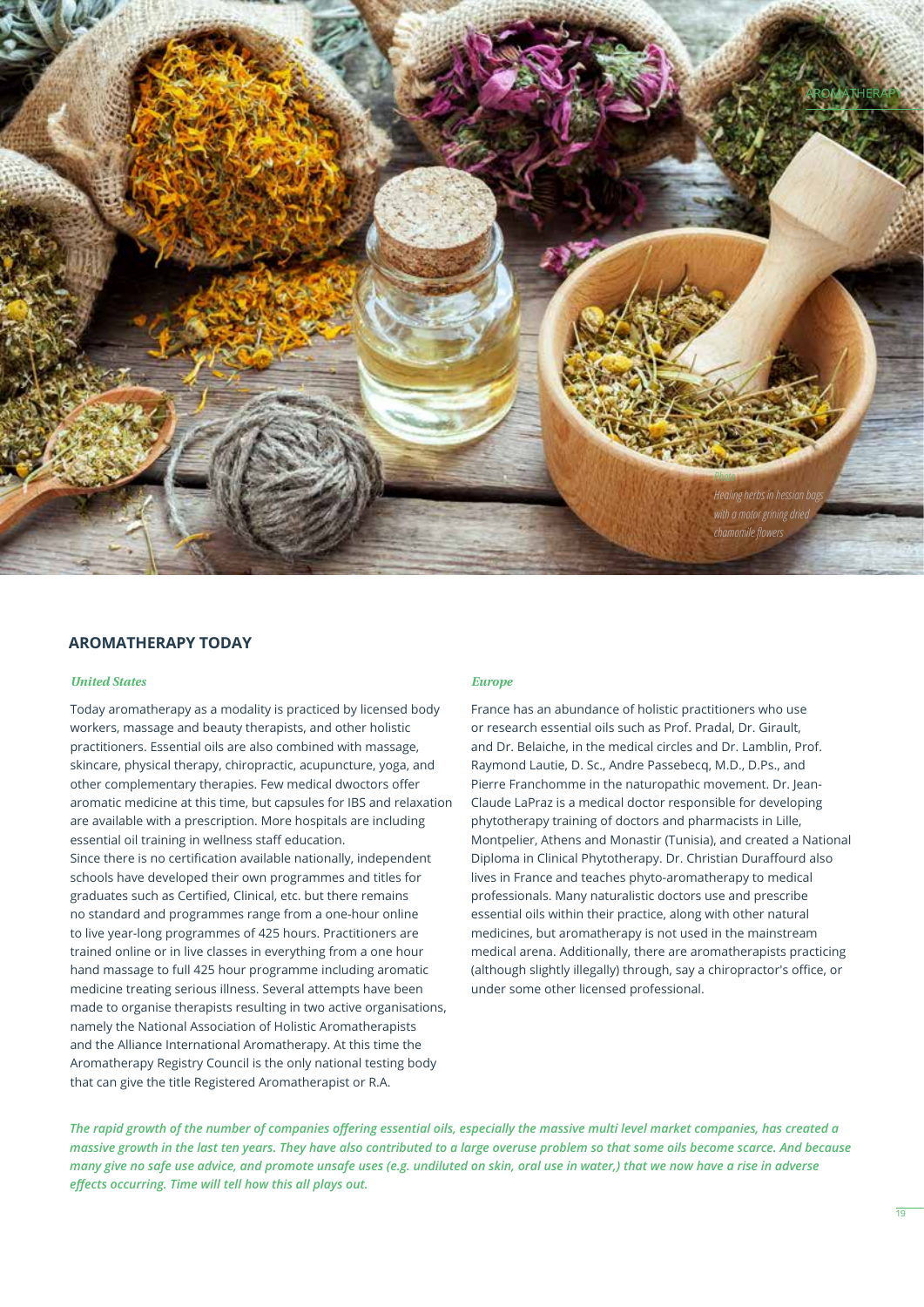Photo
Healing herbs in hessian bags with a motor grining dried chamomile flowers

## AROMATHERAPY TODAY

### *United States*

Today aromatherapy as a modality is practiced by licensed body workers, massage and beauty therapists, and other holistic practitioners. Essential oils are also combined with massage, skincare, physical therapy, chiropractic, acupuncture, yoga, and other complementary therapies. Few medical dwoctors offer aromatic medicine at this time, but capsules for IBS and relaxation are available with a prescription. More hospitals are including essential oil training in wellness staff education.

Since there is no certification available nationally, independent schools have developed their own programmes and titles for graduates such as Certified, Clinical, etc. but there remains no standard and programmes range from a one-hour online to live year-long programmes of 425 hours. Practitioners are trained online or in live classes in everything from a one hour hand massage to full 425 hour programme including aromatic medicine treating serious illness. Several attempts have been made to organise therapists resulting in two active organisations, namely the National Association of Holistic Aromatherapists and the Alliance International Aromatherapy. At this time the Aromatherapy Registry Council is the only national testing body that can give the title Registered Aromatherapist or R.A.

### *Europe*

France has an abundance of holistic practitioners who use or research essential oils such as Prof. Pradal, Dr. Girault, and Dr. Belaiche, in the medical circles and Dr. Lamblin, Prof. Raymond Lautie, D. Sc., Andre Passebecq, M.D., D.Ps., and Pierre Franchomme in the naturopathic movement. Dr. Jean-Claude LaPraz is a medical doctor responsible for developing phytotherapy training of doctors and pharmacists in Lille, Montpelier, Athens and Monastir (Tunisia), and created a National Diploma in Clinical Phytotherapy. Dr. Christian Duraffourd also lives in France and teaches phyto-aromatherapy to medical professionals. Many naturalistic doctors use and prescribe essential oils within their practice, along with other natural medicines, but aromatherapy is not used in the mainstream medical arena. Additionally, there are aromatherapists practicing (although slightly illegally) through, say a chiropractor's office, or under some other licensed professional.

***The rapid growth of the number of companies offering essential oils, especially the massive multi level market companies, has created a massive growth in the last ten years. They have also contributed to a large overuse problem so that some oils become scarce. And because many give no safe use advice, and promote unsafe uses (e.g. undiluted on skin, oral use in water,) that we now have a rise in adverse effects occurring. Time will tell how this all plays out.***